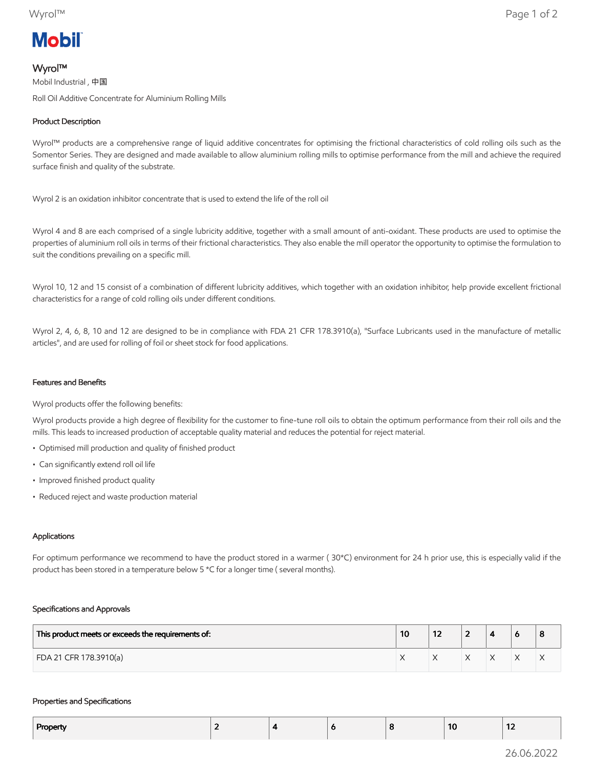Mobil

# Wyrol™

Mobil Industrial , 中国

Roll Oil Additive Concentrate for Aluminium Rolling Mills

## Product Description

Wyrol™ products are a comprehensive range of liquid additive concentrates for optimising the frictional characteristics of cold rolling oils such as the Somentor Series. They are designed and made available to allow aluminium rolling mills to optimise performance from the mill and achieve the required surface finish and quality of the substrate.

Wyrol 2 is an oxidation inhibitor concentrate that is used to extend the life of the roll oil

Wyrol 4 and 8 are each comprised of a single lubricity additive, together with a small amount of anti-oxidant. These products are used to optimise the properties of aluminium roll oils in terms of their frictional characteristics. They also enable the mill operator the opportunity to optimise the formulation to suit the conditions prevailing on a specific mill.

Wyrol 10, 12 and 15 consist of a combination of different lubricity additives, which together with an oxidation inhibitor, help provide excellent frictional characteristics for a range of cold rolling oils under different conditions.

Wyrol 2, 4, 6, 8, 10 and 12 are designed to be in compliance with FDA 21 CFR 178.3910(a), "Surface Lubricants used in the manufacture of metallic articles", and are used for rolling of foil or sheet stock for food applications.

## Features and Benefits

Wyrol products offer the following benefits:

Wyrol products provide a high degree of flexibility for the customer to fine-tune roll oils to obtain the optimum performance from their roll oils and the mills. This leads to increased production of acceptable quality material and reduces the potential for reject material.

- Optimised mill production and quality of finished product
- Can significantly extend roll oil life
- Improved finished product quality
- Reduced reject and waste production material

## Applications

For optimum performance we recommend to have the product stored in a warmer ( 30*C) environment for 24 h prior use, this is especially valid if the product has been stored in a temperature below 5 *C for a longer time ( several months).

## Specifications and Approvals

| This product meets or exceeds the requirements of: | 10 | 12 | 2 | 4 | 6 | 8 |
|---|---|---|---|---|---|---|
| FDA 21 CFR 178.3910(a) | X | X | X | X | X | X |

## Properties and Specifications

| Property | 2 | 4 | 6 | 8 | 10 | 12 |
|---|---|---|---|---|---|---|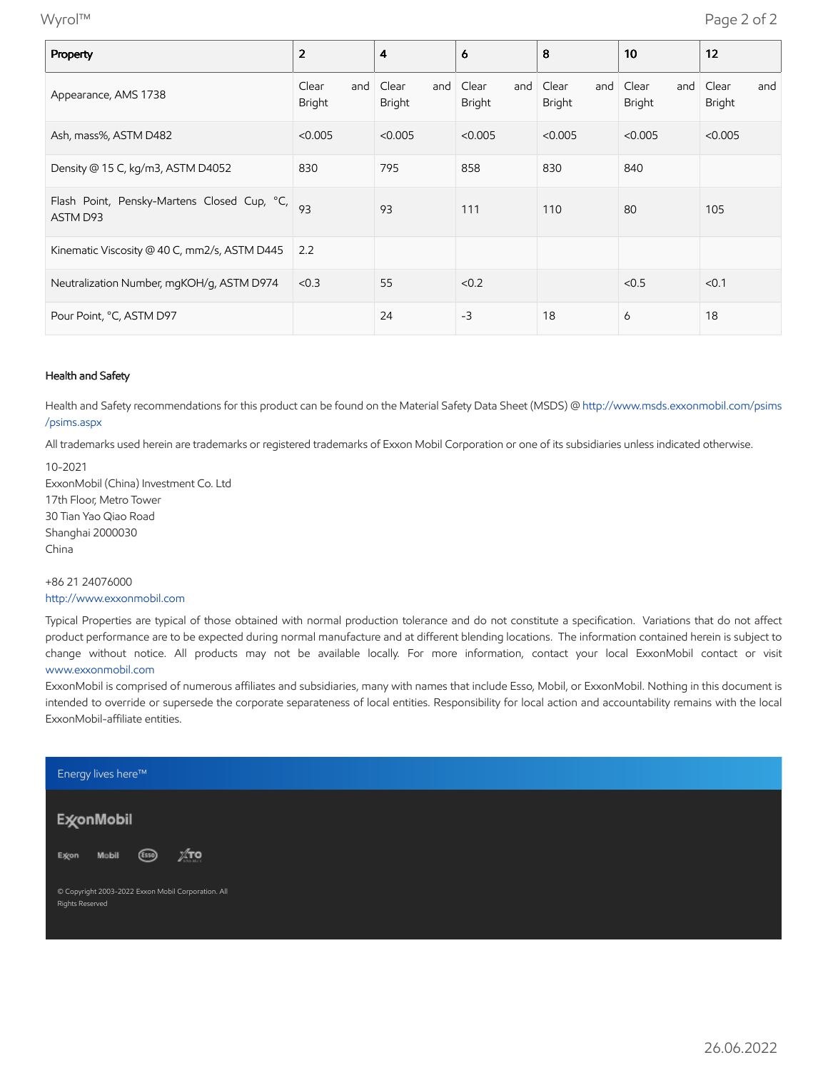| Property | 2 | 4 | 6 | 8 | 10 | 12 |
|---|---|---|---|---|---|---|
| Appearance, AMS 1738 | Clear and Bright | Clear and Bright | Clear and Bright | Clear and Bright | Clear and Bright | Clear and Bright |
| Ash, mass%, ASTM D482 | <0.005 | <0.005 | <0.005 | <0.005 | <0.005 | <0.005 |
| Density @ 15 C, kg/m3, ASTM D4052 | 830 | 795 | 858 | 830 | 840 | |
| Flash Point, Pensky-Martens Closed Cup, °C, ASTM D93 | 93 | 93 | 111 | 110 | 80 | 105 |
| Kinematic Viscosity @ 40 C, mm2/s, ASTM D445 | 2.2 | | | | | |
| Neutralization Number, mgKOH/g, ASTM D974 | <0.3 | 55 | <0.2 | | <0.5 | <0.1 |
| Pour Point, °C, ASTM D97 | | 24 | -3 | 18 | 6 | 18 |

### Health and Safety

Health and Safety recommendations for this product can be found on the Material Safety Data Sheet (MSDS) @ http://www.msds.exxonmobil.com/psims/psims.aspx

All trademarks used herein are trademarks or registered trademarks of Exxon Mobil Corporation or one of its subsidiaries unless indicated otherwise.

10-2021
ExxonMobil (China) Investment Co. Ltd
17th Floor, Metro Tower
30 Tian Yao Qiao Road
Shanghai 2000030
China

+86 21 24076000
http://www.exxonmobil.com

Typical Properties are typical of those obtained with normal production tolerance and do not constitute a specification. Variations that do not affect product performance are to be expected during normal manufacture and at different blending locations. The information contained herein is subject to change without notice. All products may not be available locally. For more information, contact your local ExxonMobil contact or visit www.exxonmobil.com

ExxonMobil is comprised of numerous affiliates and subsidiaries, many with names that include Esso, Mobil, or ExxonMobil. Nothing in this document is intended to override or supersede the corporate separateness of local entities. Responsibility for local action and accountability remains with the local ExxonMobil-affiliate entities.

Energy lives here™

ExxonMobil

Exxon Mobil Esso XTO

© Copyright 2003-2022 Exxon Mobil Corporation. All Rights Reserved